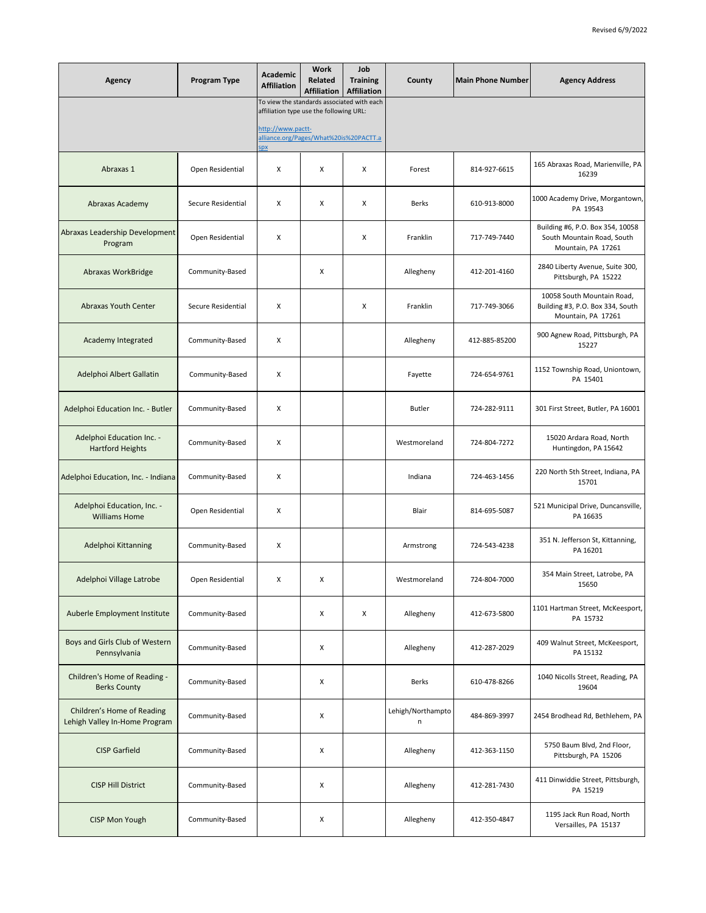Revised 6/9/2022

| Agency | Program Type | Academic Affiliation | Work Related Affiliation | Job Training Affiliation | County | Main Phone Number | Agency Address |
|---|---|---|---|---|---|---|---|
| | | To view the standards associated with each affiliation type use the following URL: http://www.pactt-alliance.org/Pages/What%20is%20PACTT.aspx | | | | | |
| Abraxas 1 | Open Residential | X | X | X | Forest | 814-927-6615 | 165 Abraxas Road, Marienville, PA 16239 |
| Abraxas Academy | Secure Residential | X | X | X | Berks | 610-913-8000 | 1000 Academy Drive, Morgantown, PA 19543 |
| Abraxas Leadership Development Program | Open Residential | X | | X | Franklin | 717-749-7440 | Building #6, P.O. Box 354, 10058 South Mountain Road, South Mountain, PA 17261 |
| Abraxas WorkBridge | Community-Based | | X | | Allegheny | 412-201-4160 | 2840 Liberty Avenue, Suite 300, Pittsburgh, PA 15222 |
| Abraxas Youth Center | Secure Residential | X | | X | Franklin | 717-749-3066 | 10058 South Mountain Road, Building #3, P.O. Box 334, South Mountain, PA 17261 |
| Academy Integrated | Community-Based | X | | | Allegheny | 412-885-85200 | 900 Agnew Road, Pittsburgh, PA 15227 |
| Adelphoi Albert Gallatin | Community-Based | X | | | Fayette | 724-654-9761 | 1152 Township Road, Uniontown, PA 15401 |
| Adelphoi Education Inc. - Butler | Community-Based | X | | | Butler | 724-282-9111 | 301 First Street, Butler, PA 16001 |
| Adelphoi Education Inc. - Hartford Heights | Community-Based | X | | | Westmoreland | 724-804-7272 | 15020 Ardara Road, North Huntingdon, PA 15642 |
| Adelphoi Education, Inc. - Indiana | Community-Based | X | | | Indiana | 724-463-1456 | 220 North 5th Street, Indiana, PA 15701 |
| Adelphoi Education, Inc. - Williams Home | Open Residential | X | | | Blair | 814-695-5087 | 521 Municipal Drive, Duncansville, PA 16635 |
| Adelphoi Kittanning | Community-Based | X | | | Armstrong | 724-543-4238 | 351 N. Jefferson St, Kittanning, PA 16201 |
| Adelphoi Village Latrobe | Open Residential | X | X | | Westmoreland | 724-804-7000 | 354 Main Street, Latrobe, PA 15650 |
| Auberle Employment Institute | Community-Based | | X | X | Allegheny | 412-673-5800 | 1101 Hartman Street, McKeesport, PA 15732 |
| Boys and Girls Club of Western Pennsylvania | Community-Based | | X | | Allegheny | 412-287-2029 | 409 Walnut Street, McKeesport, PA 15132 |
| Children's Home of Reading - Berks County | Community-Based | | X | | Berks | 610-478-8266 | 1040 Nicolls Street, Reading, PA 19604 |
| Children's Home of Reading Lehigh Valley In-Home Program | Community-Based | | X | | Lehigh/Northampton | 484-869-3997 | 2454 Brodhead Rd, Bethlehem, PA |
| CISP Garfield | Community-Based | | X | | Allegheny | 412-363-1150 | 5750 Baum Blvd, 2nd Floor, Pittsburgh, PA 15206 |
| CISP Hill District | Community-Based | | X | | Allegheny | 412-281-7430 | 411 Dinwiddie Street, Pittsburgh, PA 15219 |
| CISP Mon Yough | Community-Based | | X | | Allegheny | 412-350-4847 | 1195 Jack Run Road, North Versailles, PA 15137 |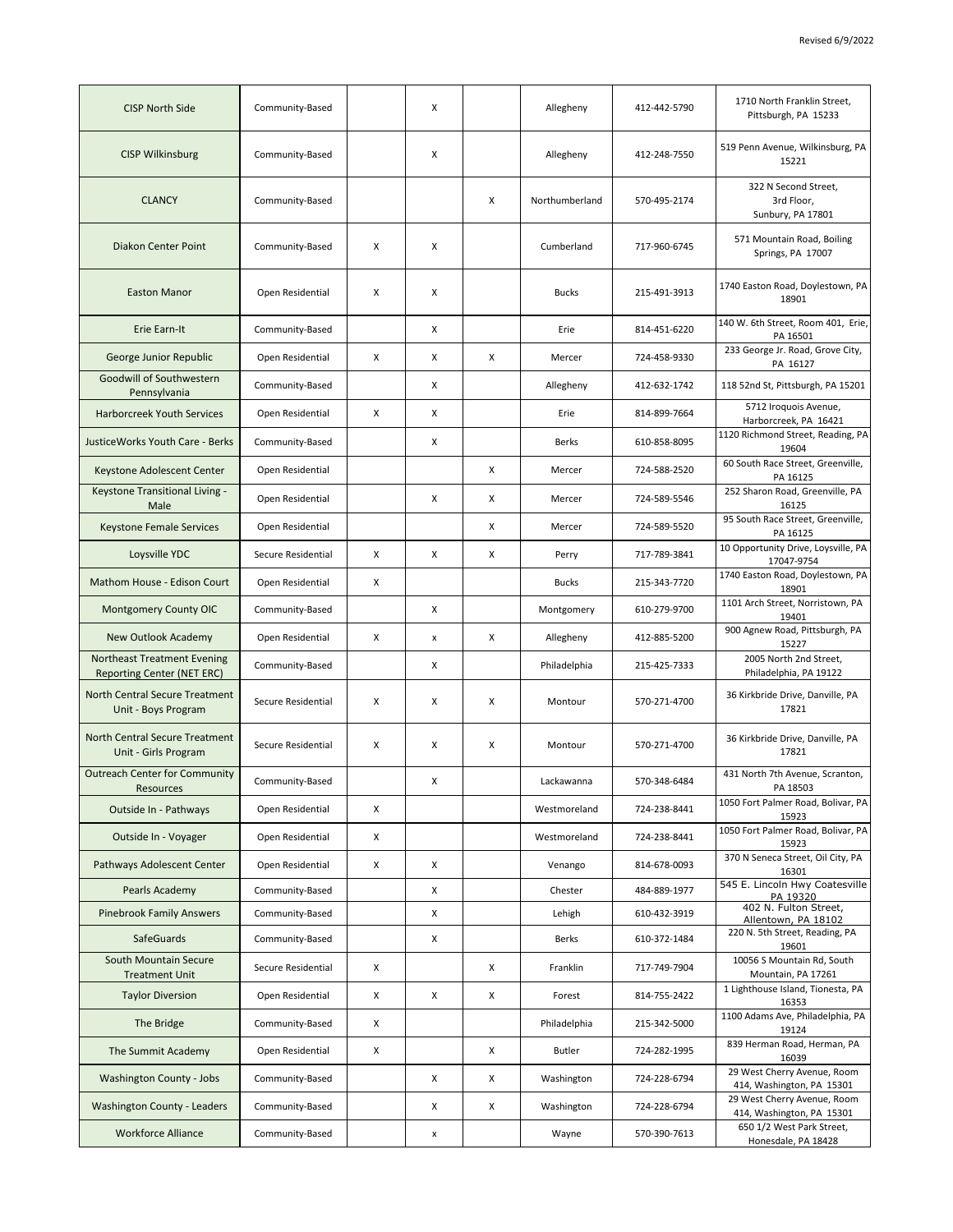| | | | | | | | |
|---|---|---|---|---|---|---|---|
| CISP North Side | Community-Based | | X | | Allegheny | 412-442-5790 | 1710 North Franklin Street, Pittsburgh, PA 15233 |
| CISP Wilkinsburg | Community-Based | | X | | Allegheny | 412-248-7550 | 519 Penn Avenue, Wilkinsburg, PA 15221 |
| CLANCY | Community-Based | | | X | Northumberland | 570-495-2174 | 322 N Second Street, 3rd Floor, Sunbury, PA 17801 |
| Diakon Center Point | Community-Based | X | X | | Cumberland | 717-960-6745 | 571 Mountain Road, Boiling Springs, PA 17007 |
| Easton Manor | Open Residential | X | X | | Bucks | 215-491-3913 | 1740 Easton Road, Doylestown, PA 18901 |
| Erie Earn-It | Community-Based | | X | | Erie | 814-451-6220 | 140 W. 6th Street, Room 401, Erie, PA 16501 |
| George Junior Republic | Open Residential | X | X | X | Mercer | 724-458-9330 | 233 George Jr. Road, Grove City, PA 16127 |
| Goodwill of Southwestern Pennsylvania | Community-Based | | X | | Allegheny | 412-632-1742 | 118 52nd St, Pittsburgh, PA 15201 |
| Harborcreek Youth Services | Open Residential | X | X | | Erie | 814-899-7664 | 5712 Iroquois Avenue, Harborcreek, PA 16421 |
| JusticeWorks Youth Care - Berks | Community-Based | | X | | Berks | 610-858-8095 | 1120 Richmond Street, Reading, PA 19604 |
| Keystone Adolescent Center | Open Residential | | | X | Mercer | 724-588-2520 | 60 South Race Street, Greenville, PA 16125 |
| Keystone Transitional Living - Male | Open Residential | | X | X | Mercer | 724-589-5546 | 252 Sharon Road, Greenville, PA 16125 |
| Keystone Female Services | Open Residential | | | X | Mercer | 724-589-5520 | 95 South Race Street, Greenville, PA 16125 |
| Loysville YDC | Secure Residential | X | X | X | Perry | 717-789-3841 | 10 Opportunity Drive, Loysville, PA 17047-9754 |
| Mathom House - Edison Court | Open Residential | X | | | Bucks | 215-343-7720 | 1740 Easton Road, Doylestown, PA 18901 |
| Montgomery County OIC | Community-Based | | X | | Montgomery | 610-279-9700 | 1101 Arch Street, Norristown, PA 19401 |
| New Outlook Academy | Open Residential | X | x | X | Allegheny | 412-885-5200 | 900 Agnew Road, Pittsburgh, PA 15227 |
| Northeast Treatment Evening Reporting Center (NET ERC) | Community-Based | | X | | Philadelphia | 215-425-7333 | 2005 North 2nd Street, Philadelphia, PA 19122 |
| North Central Secure Treatment Unit - Boys Program | Secure Residential | X | X | X | Montour | 570-271-4700 | 36 Kirkbride Drive, Danville, PA 17821 |
| North Central Secure Treatment Unit - Girls Program | Secure Residential | X | X | X | Montour | 570-271-4700 | 36 Kirkbride Drive, Danville, PA 17821 |
| Outreach Center for Community Resources | Community-Based | | X | | Lackawanna | 570-348-6484 | 431 North 7th Avenue, Scranton, PA 18503 |
| Outside In - Pathways | Open Residential | X | | | Westmoreland | 724-238-8441 | 1050 Fort Palmer Road, Bolivar, PA 15923 |
| Outside In - Voyager | Open Residential | X | | | Westmoreland | 724-238-8441 | 1050 Fort Palmer Road, Bolivar, PA 15923 |
| Pathways Adolescent Center | Open Residential | X | X | | Venango | 814-678-0093 | 370 N Seneca Street, Oil City, PA 16301 |
| Pearls Academy | Community-Based | | X | | Chester | 484-889-1977 | 545 E. Lincoln Hwy Coatesville PA 19320 |
| Pinebrook Family Answers | Community-Based | | X | | Lehigh | 610-432-3919 | 402 N. Fulton Street, Allentown, PA 18102 |
| SafeGuards | Community-Based | | X | | Berks | 610-372-1484 | 220 N. 5th Street, Reading, PA 19601 |
| South Mountain Secure Treatment Unit | Secure Residential | X | | X | Franklin | 717-749-7904 | 10056 S Mountain Rd, South Mountain, PA 17261 |
| Taylor Diversion | Open Residential | X | X | X | Forest | 814-755-2422 | 1 Lighthouse Island, Tionesta, PA 16353 |
| The Bridge | Community-Based | X | | | Philadelphia | 215-342-5000 | 1100 Adams Ave, Philadelphia, PA 19124 |
| The Summit Academy | Open Residential | X | | X | Butler | 724-282-1995 | 839 Herman Road, Herman, PA 16039 |
| Washington County - Jobs | Community-Based | | X | X | Washington | 724-228-6794 | 29 West Cherry Avenue, Room 414, Washington, PA 15301 |
| Washington County - Leaders | Community-Based | | X | X | Washington | 724-228-6794 | 29 West Cherry Avenue, Room 414, Washington, PA 15301 |
| Workforce Alliance | Community-Based | | x | | Wayne | 570-390-7613 | 650 1/2 West Park Street, Honesdale, PA 18428 |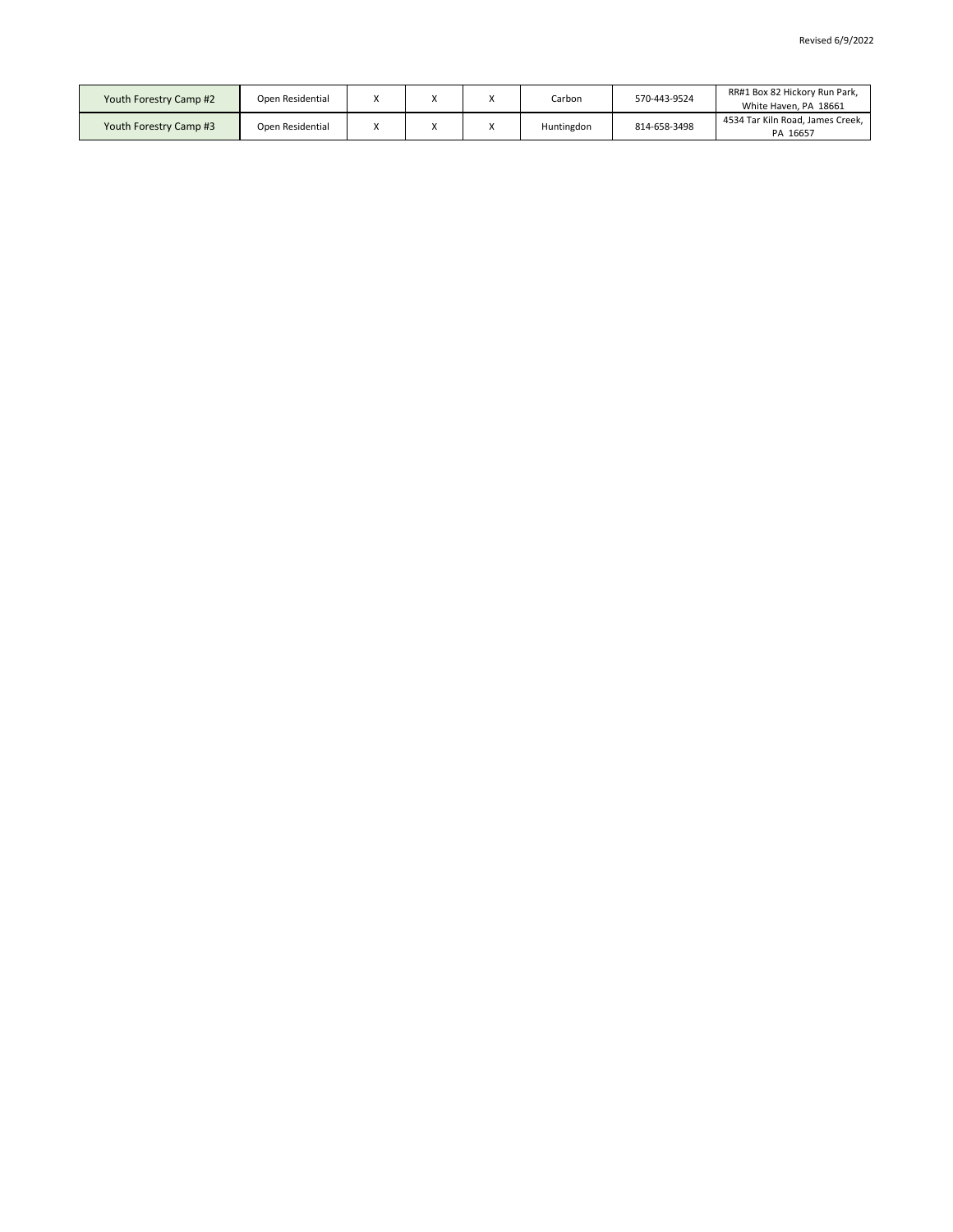| | | | | | | | |
|---|---|---|---|---|---|---|---|
| Youth Forestry Camp #2 | Open Residential | X | X | X | Carbon | 570-443-9524 | RR#1 Box 82 Hickory Run Park, White Haven, PA 18661 |
| Youth Forestry Camp #3 | Open Residential | X | X | X | Huntingdon | 814-658-3498 | 4534 Tar Kiln Road, James Creek, PA 16657 |